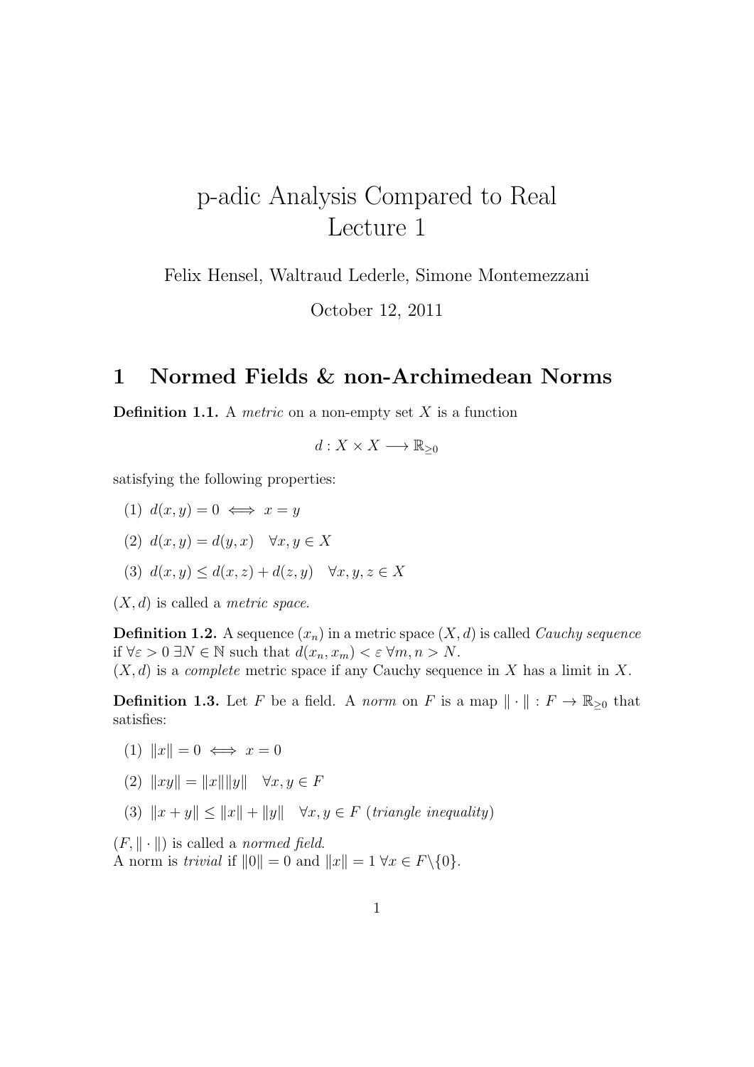# p-adic Analysis Compared to Real
# Lecture 1

Felix Hensel, Waltraud Lederle, Simone Montemezzani

October 12, 2011

## 1 Normed Fields & non-Archimedean Norms

**Definition 1.1.** A *metric* on a non-empty set $X$ is a function

$$d : X \times X \longrightarrow \mathbb{R}_{\geq 0}$$

satisfying the following properties:

(1) $d(x, y) = 0 \iff x = y$

(2) $d(x, y) = d(y, x) \quad \forall x, y \in X$

(3) $d(x, y) \leq d(x, z) + d(z, y) \quad \forall x, y, z \in X$

$(X, d)$ is called a *metric space*.

**Definition 1.2.** A sequence $(x_n)$ in a metric space $(X, d)$ is called *Cauchy sequence* if $\forall \varepsilon > 0 \ \exists N \in \mathbb{N}$ such that $d(x_n, x_m) < \varepsilon \ \forall m, n > N$.
$(X, d)$ is a *complete* metric space if any Cauchy sequence in $X$ has a limit in $X$.

**Definition 1.3.** Let $F$ be a field. A *norm* on $F$ is a map $\| \cdot \| : F \to \mathbb{R}_{\geq 0}$ that satisfies:

(1) $\|x\| = 0 \iff x = 0$

(2) $\|xy\| = \|x\|\|y\| \quad \forall x, y \in F$

(3) $\|x + y\| \leq \|x\| + \|y\| \quad \forall x, y \in F$ (*triangle inequality*)

$(F, \| \cdot \|)$ is called a *normed field*.
A norm is *trivial* if $\|0\| = 0$ and $\|x\| = 1 \ \forall x \in F \backslash \{0\}$.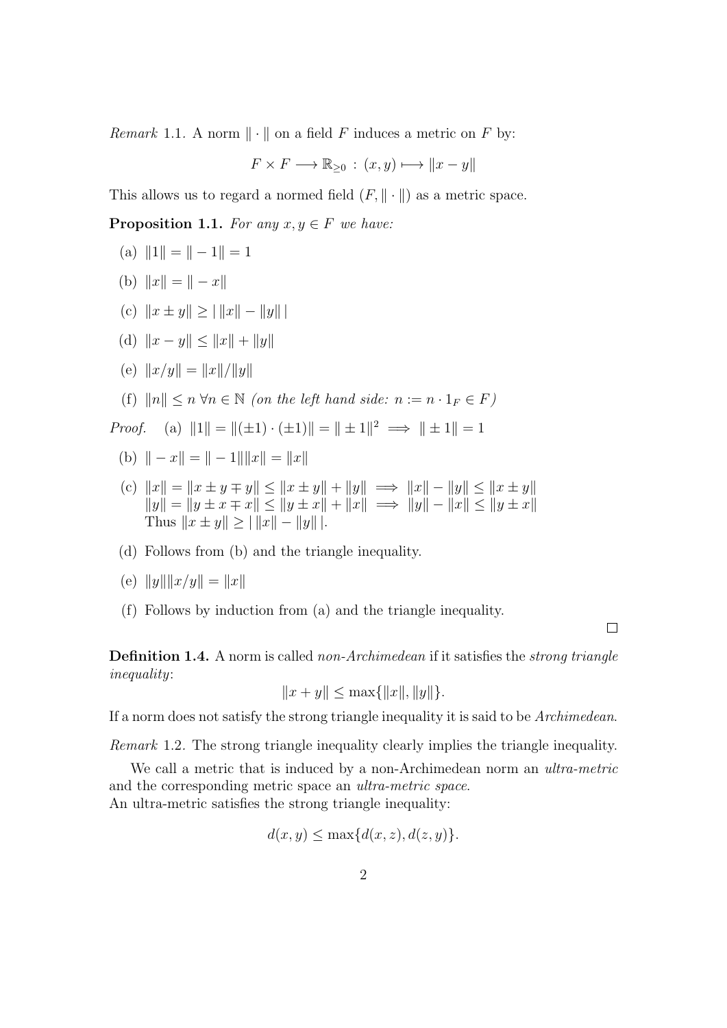*Remark* 1.1. A norm $\|\cdot\|$ on a field $F$ induces a metric on $F$ by:

$$F \times F \longrightarrow \mathbb{R}_{\geq 0} : (x, y) \longmapsto \|x - y\|$$

This allows us to regard a normed field $(F, \|\cdot\|)$ as a metric space.

**Proposition 1.1.** *For any $x, y \in F$ we have:*

(a) $\|1\| = \|-1\| = 1$

(b) $\|x\| = \|-x\|$

(c) $\|x \pm y\| \geq |\,\|x\| - \|y\|\,|$

(d) $\|x - y\| \leq \|x\| + \|y\|$

(e) $\|x/y\| = \|x\|/\|y\|$

(f) $\|n\| \leq n \; \forall n \in \mathbb{N}$ *(on the left hand side: $n := n \cdot 1_F \in F$)*

*Proof.* (a) $\|1\| = \|(\pm 1) \cdot (\pm 1)\| = \|\pm 1\|^2 \implies \|\pm 1\| = 1$

(b) $\|-x\| = \|-1\|\|x\| = \|x\|$

(c) $\|x\| = \|x \pm y \mp y\| \leq \|x \pm y\| + \|y\| \implies \|x\| - \|y\| \leq \|x \pm y\|$
$\|y\| = \|y \pm x \mp x\| \leq \|y \pm x\| + \|x\| \implies \|y\| - \|x\| \leq \|y \pm x\|$
Thus $\|x \pm y\| \geq |\,\|x\| - \|y\|\,|$.

(d) Follows from (b) and the triangle inequality.

(e) $\|y\|\|x/y\| = \|x\|$

(f) Follows by induction from (a) and the triangle inequality.

□

**Definition 1.4.** A norm is called *non-Archimedean* if it satisfies the *strong triangle inequality*:

$$\|x + y\| \leq \max\{\|x\|, \|y\|\}.$$

If a norm does not satisfy the strong triangle inequality it is said to be *Archimedean*.

*Remark* 1.2. The strong triangle inequality clearly implies the triangle inequality.

We call a metric that is induced by a non-Archimedean norm an *ultra-metric* and the corresponding metric space an *ultra-metric space*.
An ultra-metric satisfies the strong triangle inequality:

$$d(x, y) \leq \max\{d(x, z), d(z, y)\}.$$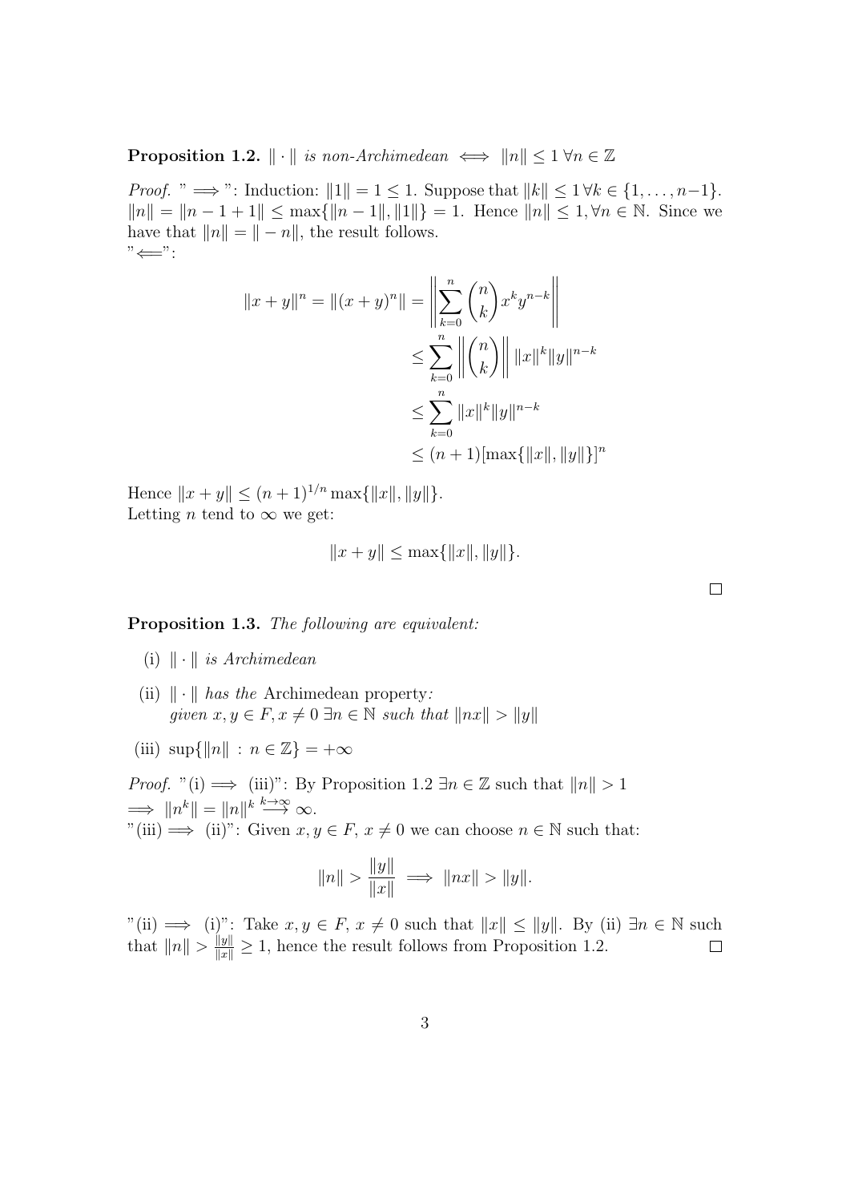**Proposition 1.2.** *$\| \cdot \|$ is non-Archimedean $\iff$ $\|n\| \leq 1 \; \forall n \in \mathbb{Z}$*

*Proof.* "$\implies$": Induction: $\|1\| = 1 \leq 1$. Suppose that $\|k\| \leq 1 \, \forall k \in \{1, \ldots, n-1\}$. $\|n\| = \|n-1+1\| \leq \max\{\|n-1\|, \|1\|\} = 1$. Hence $\|n\| \leq 1, \forall n \in \mathbb{N}$. Since we have that $\|n\| = \|-n\|$, the result follows.
"$\impliedby$":

$$
\begin{aligned}
\|x+y\|^n = \|(x+y)^n\| = \left\| \sum_{k=0}^{n} \binom{n}{k} x^k y^{n-k} \right\| \\
&\leq \sum_{k=0}^{n} \left\| \binom{n}{k} \right\| \|x\|^k \|y\|^{n-k} \\
&\leq \sum_{k=0}^{n} \|x\|^k \|y\|^{n-k} \\
&\leq (n+1) [\max\{\|x\|, \|y\|\}]^n
\end{aligned}
$$

Hence $\|x+y\| \leq (n+1)^{1/n} \max\{\|x\|, \|y\|\}$.
Letting $n$ tend to $\infty$ we get:

$$\|x+y\| \leq \max\{\|x\|, \|y\|\}.$$

$\square$

**Proposition 1.3.** *The following are equivalent:*

(i) *$\| \cdot \|$ is Archimedean*

(ii) *$\| \cdot \|$ has the* Archimedean property*:*
*given $x, y \in F, x \neq 0 \; \exists n \in \mathbb{N}$ such that $\|nx\| > \|y\|$*

(iii) $\sup\{\|n\| : n \in \mathbb{Z}\} = +\infty$

*Proof.* "(i) $\implies$ (iii)": By Proposition 1.2 $\exists n \in \mathbb{Z}$ such that $\|n\| > 1$
$\implies \|n^k\| = \|n\|^k \overset{k \to \infty}{\longrightarrow} \infty$.
"(iii) $\implies$ (ii)": Given $x, y \in F$, $x \neq 0$ we can choose $n \in \mathbb{N}$ such that:

$$\|n\| > \frac{\|y\|}{\|x\|} \implies \|nx\| > \|y\|.$$

"(ii) $\implies$ (i)": Take $x, y \in F$, $x \neq 0$ such that $\|x\| \leq \|y\|$. By (ii) $\exists n \in \mathbb{N}$ such that $\|n\| > \frac{\|y\|}{\|x\|} \geq 1$, hence the result follows from Proposition 1.2. $\square$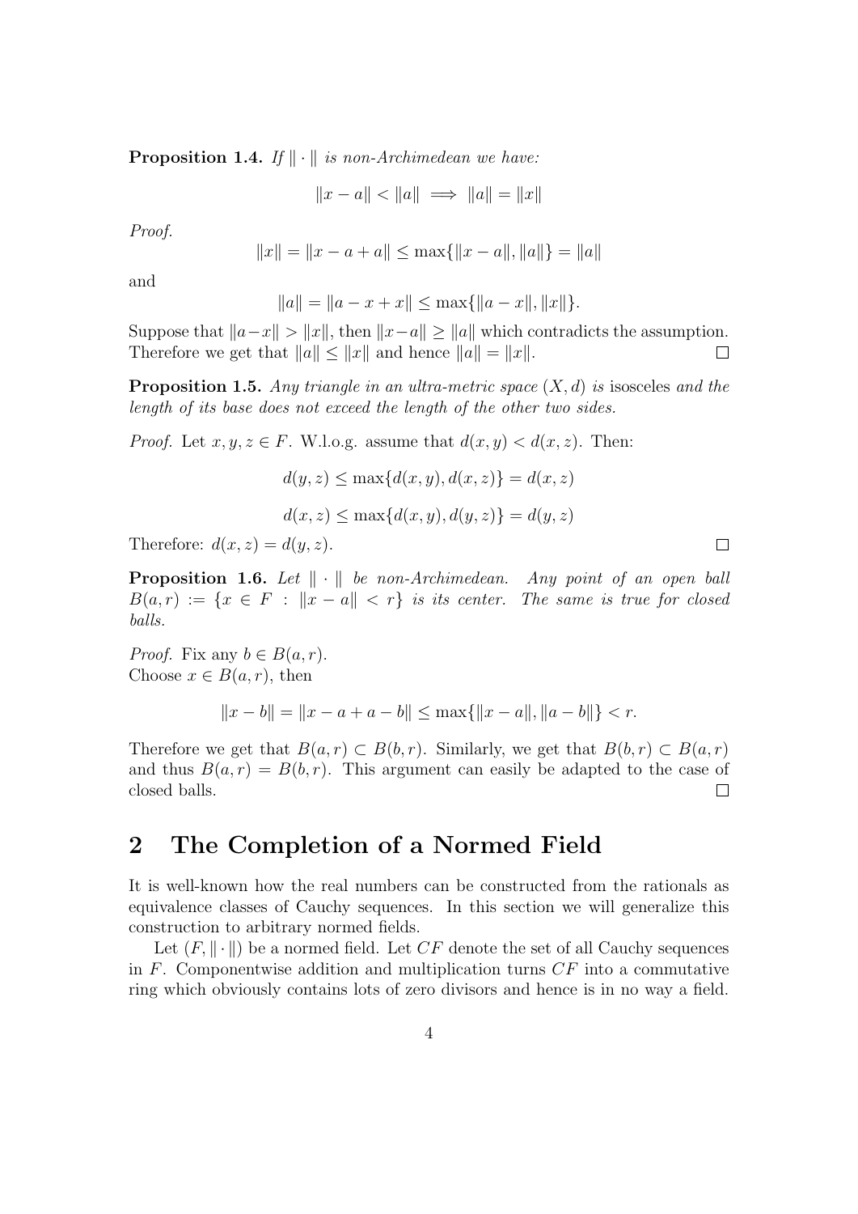**Proposition 1.4.** *If $\|\cdot\|$ is non-Archimedean we have:*

$$\|x - a\| < \|a\| \implies \|a\| = \|x\|$$

*Proof.*

$$\|x\| = \|x - a + a\| \leq \max\{\|x - a\|, \|a\|\} = \|a\|$$

and

$$\|a\| = \|a - x + x\| \leq \max\{\|a - x\|, \|x\|\}.$$

Suppose that $\|a-x\| > \|x\|$, then $\|x-a\| \geq \|a\|$ which contradicts the assumption. Therefore we get that $\|a\| \leq \|x\|$ and hence $\|a\| = \|x\|$. □

**Proposition 1.5.** *Any triangle in an ultra-metric space $(X, d)$ is* isosceles *and the length of its base does not exceed the length of the other two sides.*

*Proof.* Let $x, y, z \in F$. W.l.o.g. assume that $d(x, y) < d(x, z)$. Then:

$$d(y, z) \leq \max\{d(x, y), d(x, z)\} = d(x, z)$$

$$d(x, z) \leq \max\{d(x, y), d(y, z)\} = d(y, z)$$

Therefore: $d(x, z) = d(y, z)$. □

**Proposition 1.6.** *Let $\|\cdot\|$ be non-Archimedean. Any point of an open ball $B(a, r) := \{x \in F : \|x - a\| < r\}$ is its center. The same is true for closed balls.*

*Proof.* Fix any $b \in B(a, r)$.
Choose $x \in B(a, r)$, then

$$\|x - b\| = \|x - a + a - b\| \leq \max\{\|x - a\|, \|a - b\|\} < r.$$

Therefore we get that $B(a, r) \subset B(b, r)$. Similarly, we get that $B(b, r) \subset B(a, r)$ and thus $B(a, r) = B(b, r)$. This argument can easily be adapted to the case of closed balls. □

## 2 The Completion of a Normed Field

It is well-known how the real numbers can be constructed from the rationals as equivalence classes of Cauchy sequences. In this section we will generalize this construction to arbitrary normed fields.

Let $(F, \|\cdot\|)$ be a normed field. Let $CF$ denote the set of all Cauchy sequences in $F$. Componentwise addition and multiplication turns $CF$ into a commutative ring which obviously contains lots of zero divisors and hence is in no way a field.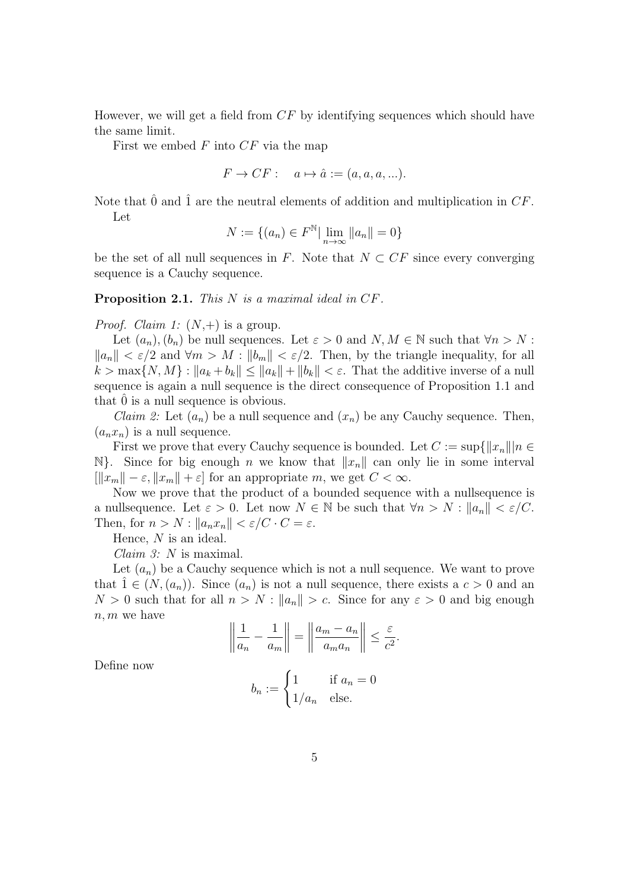However, we will get a field from $CF$ by identifying sequences which should have the same limit.

First we embed $F$ into $CF$ via the map

$$F \to CF : \quad a \mapsto \hat{a} := (a, a, a, ...).$$

Note that $\hat{0}$ and $\hat{1}$ are the neutral elements of addition and multiplication in $CF$.

Let

$$N := \{(a_n) \in F^{\mathbb{N}} | \lim_{n\to\infty} \|a_n\| = 0\}$$

be the set of all null sequences in $F$. Note that $N \subset CF$ since every converging sequence is a Cauchy sequence.

**Proposition 2.1.** *This $N$ is a maximal ideal in $CF$.*

*Proof. Claim 1:* $(N,+)$ is a group.

Let $(a_n), (b_n)$ be null sequences. Let $\varepsilon > 0$ and $N, M \in \mathbb{N}$ such that $\forall n > N : \|a_n\| < \varepsilon/2$ and $\forall m > M : \|b_m\| < \varepsilon/2$. Then, by the triangle inequality, for all $k > \max\{N, M\} : \|a_k + b_k\| \leq \|a_k\| + \|b_k\| < \varepsilon$. That the additive inverse of a null sequence is again a null sequence is the direct consequence of Proposition 1.1 and that $\hat{0}$ is a null sequence is obvious.

*Claim 2:* Let $(a_n)$ be a null sequence and $(x_n)$ be any Cauchy sequence. Then, $(a_n x_n)$ is a null sequence.

First we prove that every Cauchy sequence is bounded. Let $C := \sup\{\|x_n\| | n \in \mathbb{N}\}$. Since for big enough $n$ we know that $\|x_n\|$ can only lie in some interval $[\|x_m\| - \varepsilon, \|x_m\| + \varepsilon]$ for an appropriate $m$, we get $C < \infty$.

Now we prove that the product of a bounded sequence with a nullsequence is a nullsequence. Let $\varepsilon > 0$. Let now $N \in \mathbb{N}$ be such that $\forall n > N : \|a_n\| < \varepsilon/C$. Then, for $n > N : \|a_n x_n\| < \varepsilon/C \cdot C = \varepsilon$.

Hence, $N$ is an ideal.

*Claim 3:* $N$ is maximal.

Let $(a_n)$ be a Cauchy sequence which is not a null sequence. We want to prove that $\hat{1} \in (N, (a_n))$. Since $(a_n)$ is not a null sequence, there exists a $c > 0$ and an $N > 0$ such that for all $n > N : \|a_n\| > c$. Since for any $\varepsilon > 0$ and big enough $n, m$ we have

$$\left\| \frac{1}{a_n} - \frac{1}{a_m} \right\| = \left\| \frac{a_m - a_n}{a_m a_n} \right\| \leq \frac{\varepsilon}{c^2}.$$

Define now

$$b_n := \begin{cases} 1 & \text{if } a_n = 0 \\ 1/a_n & \text{else.} \end{cases}$$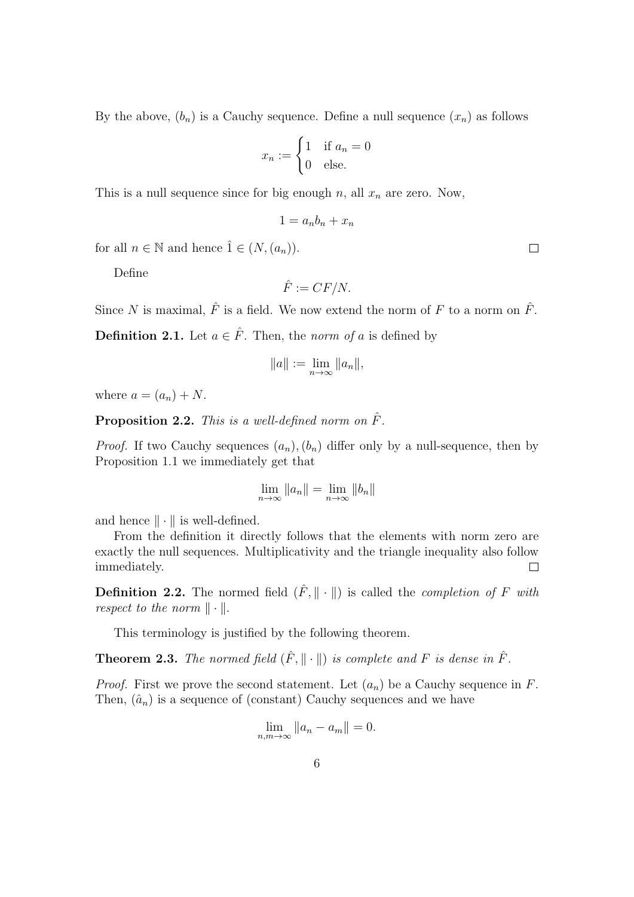By the above, $(b_n)$ is a Cauchy sequence. Define a null sequence $(x_n)$ as follows

$$x_n := \begin{cases} 1 & \text{if } a_n = 0 \\ 0 & \text{else.} \end{cases}$$

This is a null sequence since for big enough $n$, all $x_n$ are zero. Now,

$$1 = a_n b_n + x_n$$

for all $n \in \mathbb{N}$ and hence $\hat{1} \in (N, (a_n))$. □

Define

$$\hat{F} := CF/N.$$

Since $N$ is maximal, $\hat{F}$ is a field. We now extend the norm of $F$ to a norm on $\hat{F}$.

**Definition 2.1.** Let $a \in \hat{F}$. Then, the *norm of* $a$ is defined by

$$\|a\| := \lim_{n\to\infty} \|a_n\|,$$

where $a = (a_n) + N$.

**Proposition 2.2.** *This is a well-defined norm on* $\hat{F}$.

*Proof.* If two Cauchy sequences $(a_n), (b_n)$ differ only by a null-sequence, then by Proposition 1.1 we immediately get that

$$\lim_{n\to\infty} \|a_n\| = \lim_{n\to\infty} \|b_n\|$$

and hence $\|\cdot\|$ is well-defined.

From the definition it directly follows that the elements with norm zero are exactly the null sequences. Multiplicativity and the triangle inequality also follow immediately. □

**Definition 2.2.** The normed field $(\hat{F}, \|\cdot\|)$ is called the *completion of* $F$ *with respect to the norm* $\|\cdot\|$.

This terminology is justified by the following theorem.

**Theorem 2.3.** *The normed field* $(\hat{F}, \|\cdot\|)$ *is complete and* $F$ *is dense in* $\hat{F}$.

*Proof.* First we prove the second statement. Let $(a_n)$ be a Cauchy sequence in $F$. Then, $(\hat{a}_n)$ is a sequence of (constant) Cauchy sequences and we have

$$\lim_{n,m\to\infty} \|a_n - a_m\| = 0.$$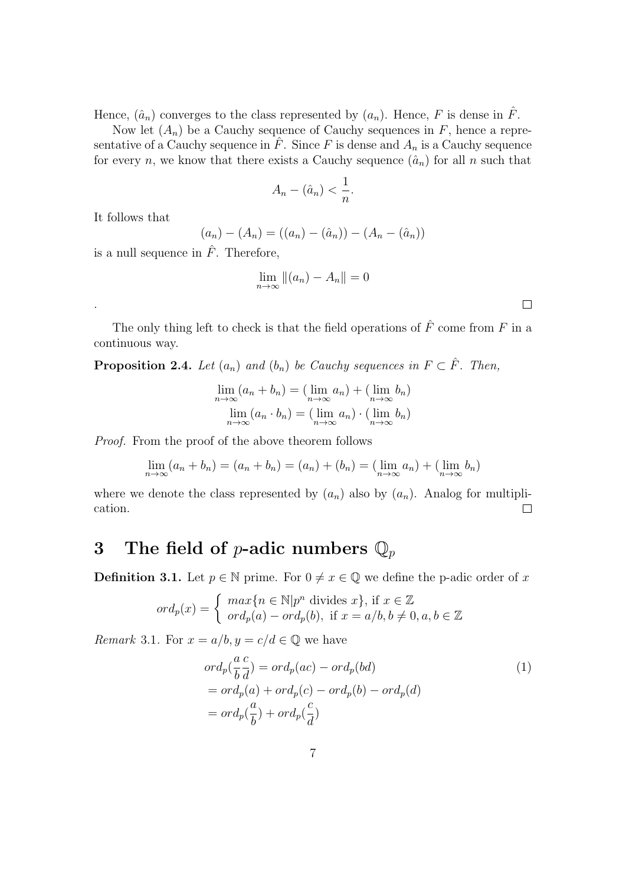Hence, $(\hat{a}_n)$ converges to the class represented by $(a_n)$. Hence, $F$ is dense in $\hat{F}$.

Now let $(A_n)$ be a Cauchy sequence of Cauchy sequences in $F$, hence a representative of a Cauchy sequence in $\hat{F}$. Since $F$ is dense and $A_n$ is a Cauchy sequence for every $n$, we know that there exists a Cauchy sequence $(\hat{a}_n)$ for all $n$ such that

$$A_n - (\hat{a}_n) < \frac{1}{n}.$$

It follows that

$$(a_n) - (A_n) = ((a_n) - (\hat{a}_n)) - (A_n - (\hat{a}_n))$$

is a null sequence in $\hat{F}$. Therefore,

$$\lim_{n\to\infty} \|(a_n) - A_n\| = 0$$

. ∎

The only thing left to check is that the field operations of $\hat{F}$ come from $F$ in a continuous way.

**Proposition 2.4.** *Let $(a_n)$ and $(b_n)$ be Cauchy sequences in $F \subset \hat{F}$. Then,*

$$\lim_{n\to\infty}(a_n + b_n) = (\lim_{n\to\infty} a_n) + (\lim_{n\to\infty} b_n)$$
$$\lim_{n\to\infty}(a_n \cdot b_n) = (\lim_{n\to\infty} a_n) \cdot (\lim_{n\to\infty} b_n)$$

*Proof.* From the proof of the above theorem follows

$$\lim_{n\to\infty}(a_n + b_n) = (a_n + b_n) = (a_n) + (b_n) = (\lim_{n\to\infty} a_n) + (\lim_{n\to\infty} b_n)$$

where we denote the class represented by $(a_n)$ also by $(a_n)$. Analog for multiplication. ∎

# 3 The field of $p$-adic numbers $\mathbb{Q}_p$

**Definition 3.1.** Let $p \in \mathbb{N}$ prime. For $0 \neq x \in \mathbb{Q}$ we define the p-adic order of $x$

$$ord_p(x) = \begin{cases} max\{n \in \mathbb{N} | p^n \text{ divides } x\}, \text{ if } x \in \mathbb{Z} \\ ord_p(a) - ord_p(b), \text{ if } x = a/b, b \neq 0, a, b \in \mathbb{Z} \end{cases}$$

*Remark* 3.1. For $x = a/b, y = c/d \in \mathbb{Q}$ we have

$$\begin{aligned} ord_p(\frac{a}{b}\frac{c}{d}) &= ord_p(ac) - ord_p(bd) \\ &= ord_p(a) + ord_p(c) - ord_p(b) - ord_p(d) \\ &= ord_p(\frac{a}{b}) + ord_p(\frac{c}{d}) \end{aligned} \tag{1}$$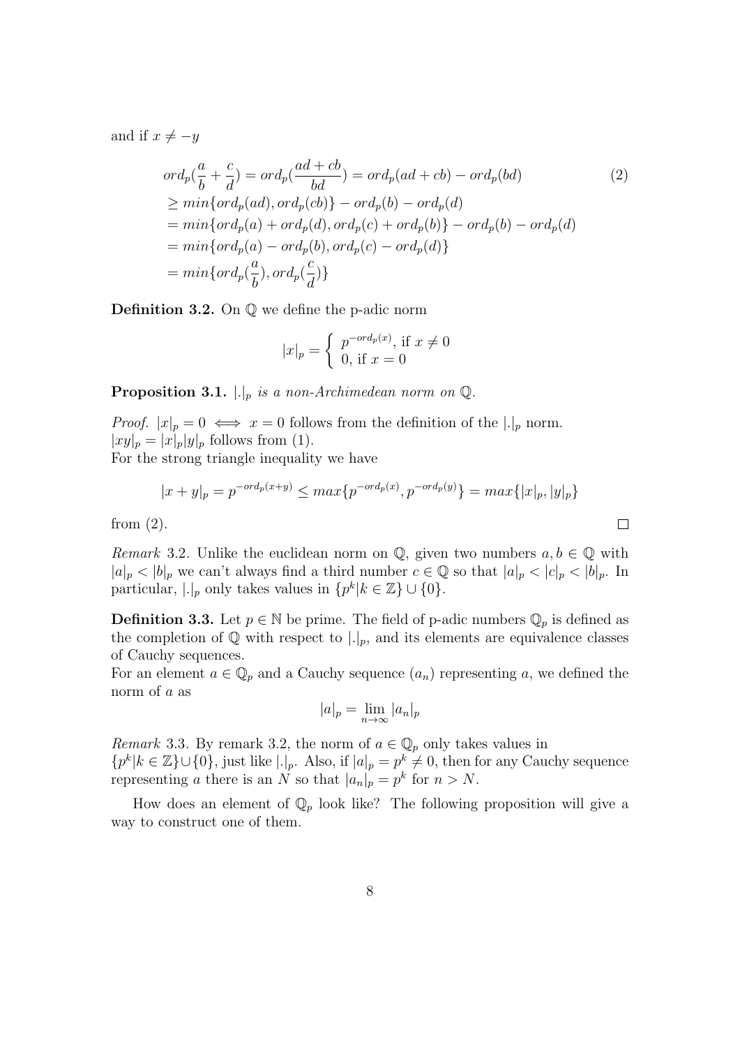and if $x \neq -y$

$$
\begin{aligned}
ord_p(\frac{a}{b}+\frac{c}{d}) &= ord_p(\frac{ad+cb}{bd}) = ord_p(ad+cb) - ord_p(bd) \\
&\geq min\{ord_p(ad), ord_p(cb)\} - ord_p(b) - ord_p(d) \\
&= min\{ord_p(a)+ord_p(d), ord_p(c)+ord_p(b)\} - ord_p(b) - ord_p(d) \\
&= min\{ord_p(a)-ord_p(b), ord_p(c)-ord_p(d)\} \\
&= min\{ord_p(\frac{a}{b}), ord_p(\frac{c}{d})\}
\end{aligned} \tag{2}
$$

**Definition 3.2.** On $\mathbb{Q}$ we define the p-adic norm

$$
|x|_p = \begin{cases} p^{-ord_p(x)}, \text{ if } x \neq 0 \\ 0, \text{ if } x = 0 \end{cases}
$$

**Proposition 3.1.** *$|.|_p$ is a non-Archimedean norm on $\mathbb{Q}$.*

*Proof.* $|x|_p = 0 \iff x = 0$ follows from the definition of the $|.|_p$ norm.
$|xy|_p = |x|_p|y|_p$ follows from (1).
For the strong triangle inequality we have

$$
|x+y|_p = p^{-ord_p(x+y)} \leq max\{p^{-ord_p(x)}, p^{-ord_p(y)}\} = max\{|x|_p, |y|_p\}
$$

from (2). □

*Remark* 3.2. Unlike the euclidean norm on $\mathbb{Q}$, given two numbers $a, b \in \mathbb{Q}$ with $|a|_p < |b|_p$ we can't always find a third number $c \in \mathbb{Q}$ so that $|a|_p < |c|_p < |b|_p$. In particular, $|.|_p$ only takes values in $\{p^k | k \in \mathbb{Z}\} \cup \{0\}$.

**Definition 3.3.** Let $p \in \mathbb{N}$ be prime. The field of p-adic numbers $\mathbb{Q}_p$ is defined as the completion of $\mathbb{Q}$ with respect to $|.|_p$, and its elements are equivalence classes of Cauchy sequences.
For an element $a \in \mathbb{Q}_p$ and a Cauchy sequence $(a_n)$ representing $a$, we defined the norm of $a$ as

$$
|a|_p = \lim_{n \to \infty} |a_n|_p
$$

*Remark* 3.3. By remark 3.2, the norm of $a \in \mathbb{Q}_p$ only takes values in $\{p^k | k \in \mathbb{Z}\} \cup \{0\}$, just like $|.|_p$. Also, if $|a|_p = p^k \neq 0$, then for any Cauchy sequence representing $a$ there is an $N$ so that $|a_n|_p = p^k$ for $n > N$.

How does an element of $\mathbb{Q}_p$ look like? The following proposition will give a way to construct one of them.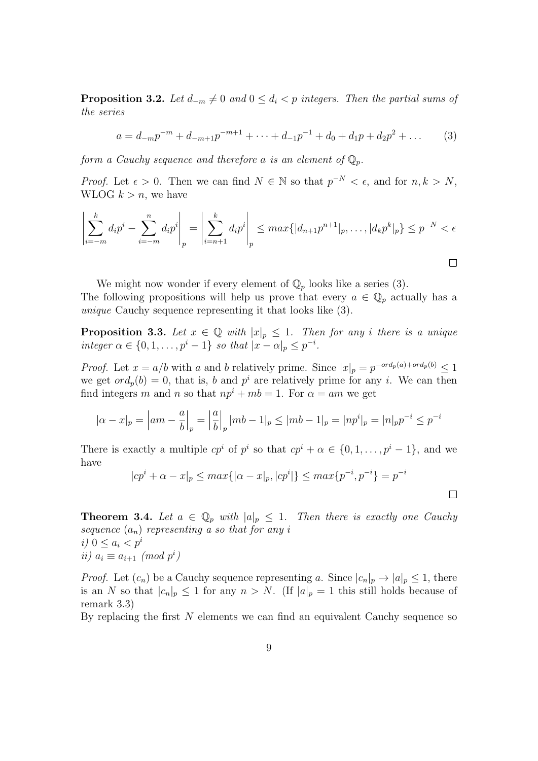**Proposition 3.2.** *Let $d_{-m} \neq 0$ and $0 \leq d_i < p$ integers. Then the partial sums of the series*

$$a = d_{-m}p^{-m} + d_{-m+1}p^{-m+1} + \cdots + d_{-1}p^{-1} + d_0 + d_1 p + d_2 p^2 + \ldots \tag{3}$$

*form a Cauchy sequence and therefore $a$ is an element of $\mathbb{Q}_p$.*

*Proof.* Let $\epsilon > 0$. Then we can find $N \in \mathbb{N}$ so that $p^{-N} < \epsilon$, and for $n, k > N$, WLOG $k > n$, we have

$$\left| \sum_{i=-m}^{k} d_i p^i - \sum_{i=-m}^{n} d_i p^i \right|_p = \left| \sum_{i=n+1}^{k} d_i p^i \right|_p \leq max\{|d_{n+1}p^{n+1}|_p, \ldots, |d_k p^k|_p\} \leq p^{-N} < \epsilon$$

□

We might now wonder if every element of $\mathbb{Q}_p$ looks like a series (3).
The following propositions will help us prove that every $a \in \mathbb{Q}_p$ actually has a *unique* Cauchy sequence representing it that looks like (3).

**Proposition 3.3.** *Let $x \in \mathbb{Q}$ with $|x|_p \leq 1$. Then for any $i$ there is a unique integer $\alpha \in \{0, 1, \ldots, p^i - 1\}$ so that $|x - \alpha|_p \leq p^{-i}$.*

*Proof.* Let $x = a/b$ with $a$ and $b$ relatively prime. Since $|x|_p = p^{-ord_p(a)+ord_p(b)} \leq 1$ we get $ord_p(b) = 0$, that is, $b$ and $p^i$ are relatively prime for any $i$. We can then find integers $m$ and $n$ so that $np^i + mb = 1$. For $\alpha = am$ we get

$$|\alpha - x|_p = \left| am - \frac{a}{b} \right|_p = \left| \frac{a}{b} \right|_p |mb - 1|_p \leq |mb - 1|_p = |np^i|_p = |n|_p p^{-i} \leq p^{-i}$$

There is exactly a multiple $cp^i$ of $p^i$ so that $cp^i + \alpha \in \{0, 1, \ldots, p^i - 1\}$, and we have

$$|cp^i + \alpha - x|_p \leq max\{|\alpha - x|_p, |cp^i|\} \leq max\{p^{-i}, p^{-i}\} = p^{-i}$$

□

**Theorem 3.4.** *Let $a \in \mathbb{Q}_p$ with $|a|_p \leq 1$. Then there is exactly one Cauchy sequence $(a_n)$ representing $a$ so that for any $i$*
*i) $0 \leq a_i < p^i$*
*ii) $a_i \equiv a_{i+1}$ (mod $p^i$)*

*Proof.* Let $(c_n)$ be a Cauchy sequence representing $a$. Since $|c_n|_p \to |a|_p \leq 1$, there is an $N$ so that $|c_n|_p \leq 1$ for any $n > N$. (If $|a|_p = 1$ this still holds because of remark 3.3)
By replacing the first $N$ elements we can find an equivalent Cauchy sequence so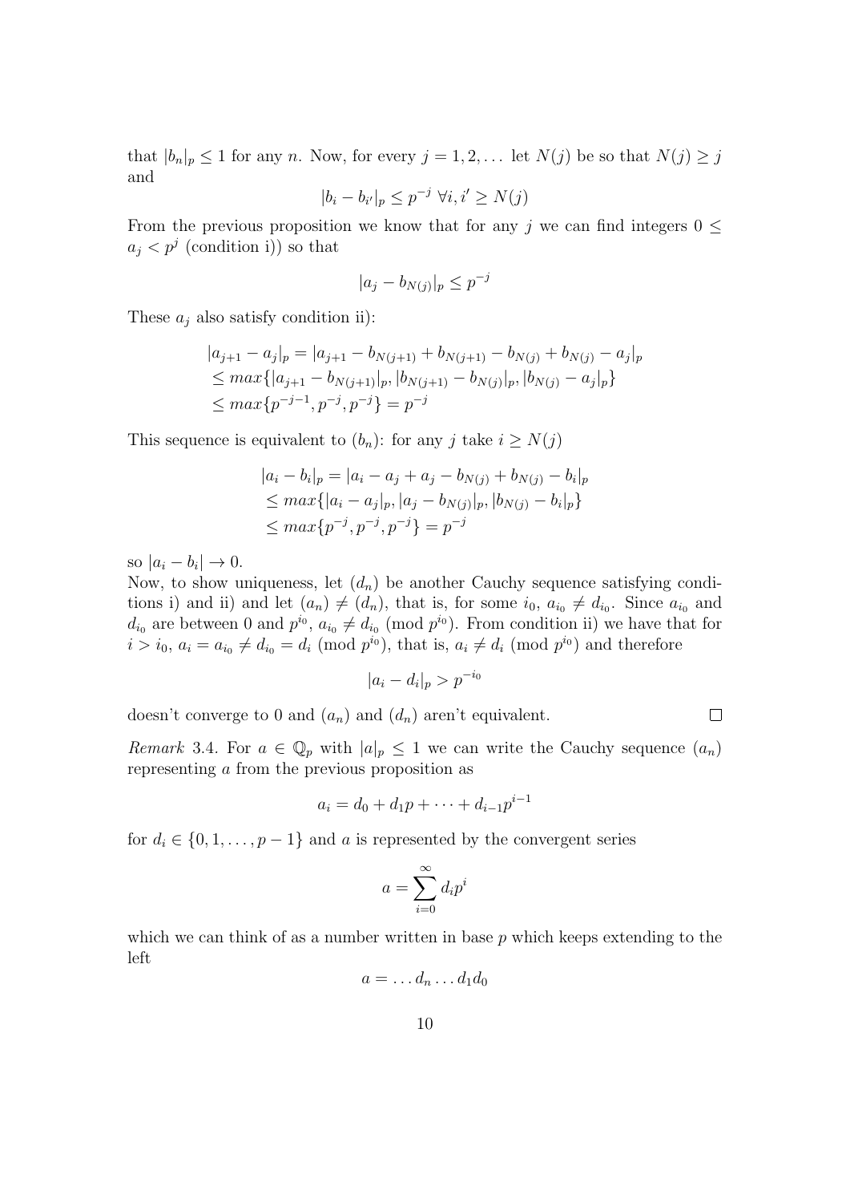that $|b_n|_p \leq 1$ for any $n$. Now, for every $j = 1, 2, \dots$ let $N(j)$ be so that $N(j) \geq j$ and

$$|b_i - b_{i'}|_p \leq p^{-j} \ \forall i, i' \geq N(j)$$

From the previous proposition we know that for any $j$ we can find integers $0 \leq a_j < p^j$ (condition i)) so that

$$|a_j - b_{N(j)}|_p \leq p^{-j}$$

These $a_j$ also satisfy condition ii):

$$\begin{aligned}
|a_{j+1} - a_j|_p &= |a_{j+1} - b_{N(j+1)} + b_{N(j+1)} - b_{N(j)} + b_{N(j)} - a_j|_p \\
&\leq max\{|a_{j+1} - b_{N(j+1)}|_p, |b_{N(j+1)} - b_{N(j)}|_p, |b_{N(j)} - a_j|_p\} \\
&\leq max\{p^{-j-1}, p^{-j}, p^{-j}\} = p^{-j}
\end{aligned}$$

This sequence is equivalent to $(b_n)$: for any $j$ take $i \geq N(j)$

$$\begin{aligned}
|a_i - b_i|_p &= |a_i - a_j + a_j - b_{N(j)} + b_{N(j)} - b_i|_p \\
&\leq max\{|a_i - a_j|_p, |a_j - b_{N(j)}|_p, |b_{N(j)} - b_i|_p\} \\
&\leq max\{p^{-j}, p^{-j}, p^{-j}\} = p^{-j}
\end{aligned}$$

so $|a_i - b_i| \to 0$.

Now, to show uniqueness, let $(d_n)$ be another Cauchy sequence satisfying conditions i) and ii) and let $(a_n) \neq (d_n)$, that is, for some $i_0$, $a_{i_0} \neq d_{i_0}$. Since $a_{i_0}$ and $d_{i_0}$ are between 0 and $p^{i_0}$, $a_{i_0} \neq d_{i_0} \pmod{p^{i_0}}$. From condition ii) we have that for $i > i_0$, $a_i = a_{i_0} \neq d_{i_0} = d_i \pmod{p^{i_0}}$, that is, $a_i \neq d_i \pmod{p^{i_0}}$ and therefore

$$|a_i - d_i|_p > p^{-i_0}$$

doesn't converge to 0 and $(a_n)$ and $(d_n)$ aren't equivalent. $\square$

*Remark* 3.4. For $a \in \mathbb{Q}_p$ with $|a|_p \leq 1$ we can write the Cauchy sequence $(a_n)$ representing $a$ from the previous proposition as

$$a_i = d_0 + d_1 p + \cdots + d_{i-1} p^{i-1}$$

for $d_i \in \{0, 1, \dots, p-1\}$ and $a$ is represented by the convergent series

$$a = \sum_{i=0}^{\infty} d_i p^i$$

which we can think of as a number written in base $p$ which keeps extending to the left

$$a = \dots d_n \dots d_1 d_0$$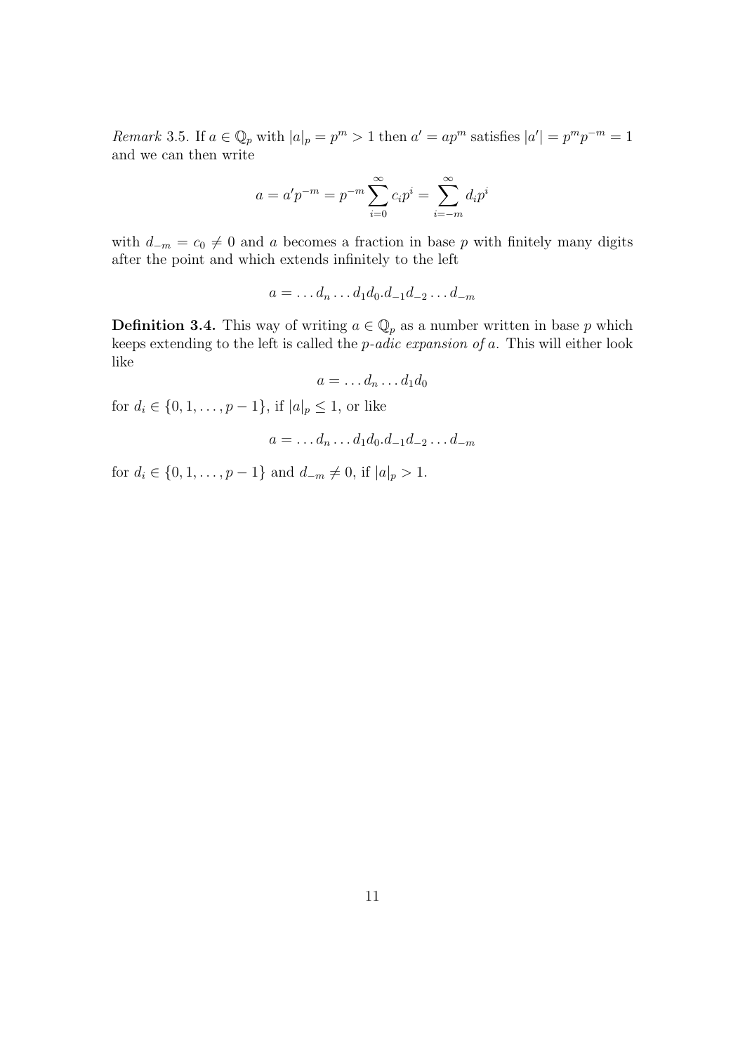*Remark* 3.5. If $a \in \mathbb{Q}_p$ with $|a|_p = p^m > 1$ then $a' = ap^m$ satisfies $|a'| = p^m p^{-m} = 1$ and we can then write

$$a = a'p^{-m} = p^{-m} \sum_{i=0}^{\infty} c_i p^i = \sum_{i=-m}^{\infty} d_i p^i$$

with $d_{-m} = c_0 \neq 0$ and $a$ becomes a fraction in base $p$ with finitely many digits after the point and which extends infinitely to the left

$$a = \ldots d_n \ldots d_1 d_0 . d_{-1} d_{-2} \ldots d_{-m}$$

**Definition 3.4.** This way of writing $a \in \mathbb{Q}_p$ as a number written in base $p$ which keeps extending to the left is called the *p-adic expansion of* $a$. This will either look like

$$a = \ldots d_n \ldots d_1 d_0$$

for $d_i \in \{0, 1, \ldots, p-1\}$, if $|a|_p \leq 1$, or like

$$a = \ldots d_n \ldots d_1 d_0 . d_{-1} d_{-2} \ldots d_{-m}$$

for $d_i \in \{0, 1, \ldots, p-1\}$ and $d_{-m} \neq 0$, if $|a|_p > 1$.